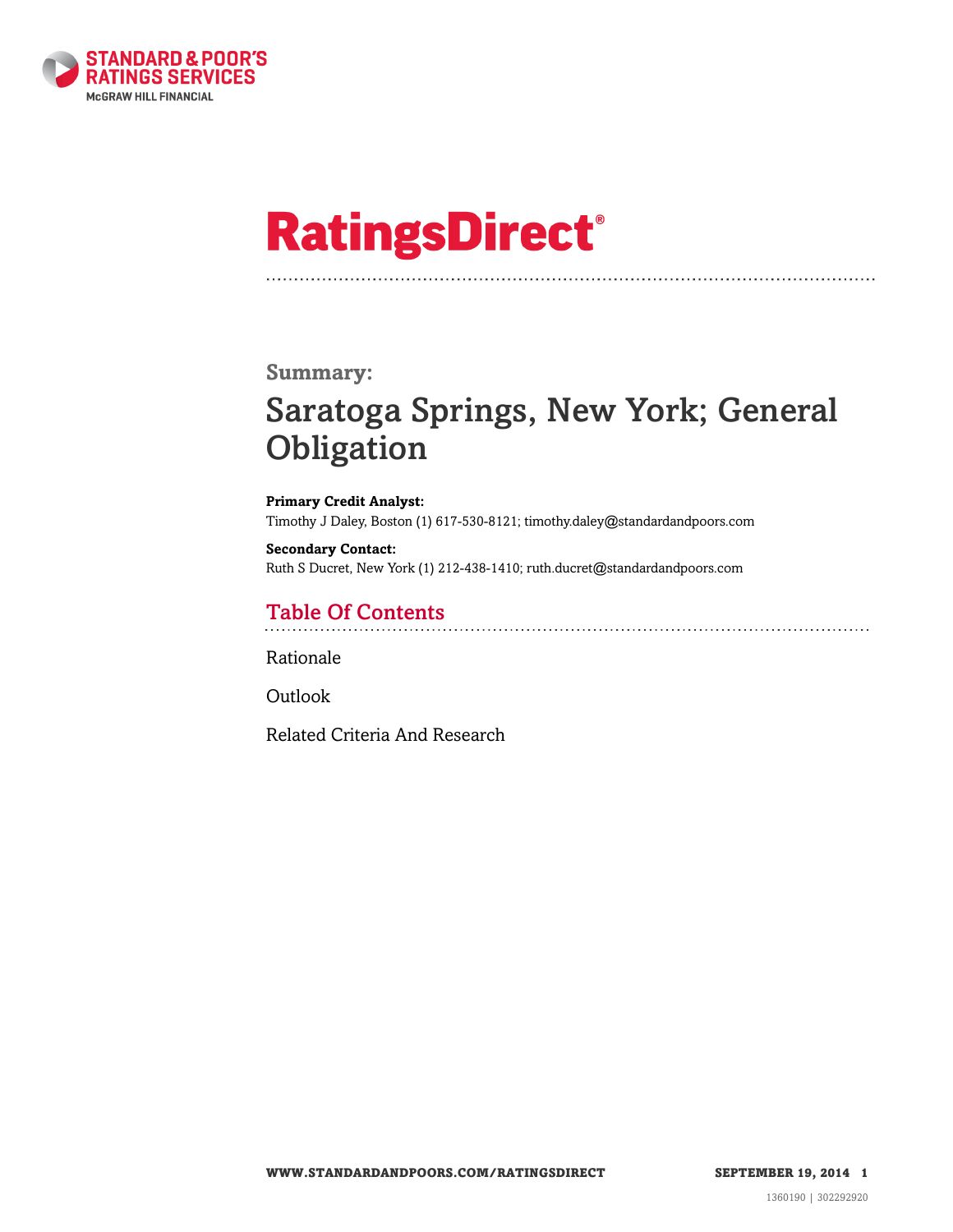STANDARD & POOR'S RATINGS SERVICES
McGRAW HILL FINANCIAL

# RatingsDirect®

**Summary:**

# Saratoga Springs, New York; General Obligation

**Primary Credit Analyst:**
Timothy J Daley, Boston (1) 617-530-8121; timothy.daley@standardandpoors.com

**Secondary Contact:**
Ruth S Ducret, New York (1) 212-438-1410; ruth.ducret@standardandpoors.com

## Table Of Contents

Rationale

Outlook

Related Criteria And Research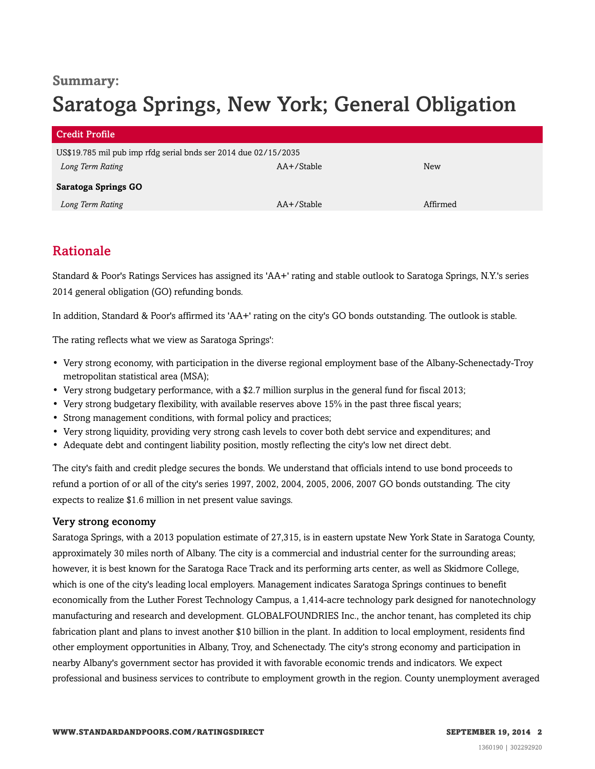## Summary:

# Saratoga Springs, New York; General Obligation

| Credit Profile | | |
|---|---|---|
| US$19.785 mil pub imp rfdg serial bnds ser 2014 due 02/15/2035 | | |
| *Long Term Rating* | AA+/Stable | New |
| **Saratoga Springs GO** | | |
| *Long Term Rating* | AA+/Stable | Affirmed |

## Rationale

Standard & Poor's Ratings Services has assigned its 'AA+' rating and stable outlook to Saratoga Springs, N.Y.'s series 2014 general obligation (GO) refunding bonds.

In addition, Standard & Poor's affirmed its 'AA+' rating on the city's GO bonds outstanding. The outlook is stable.

The rating reflects what we view as Saratoga Springs':

- Very strong economy, with participation in the diverse regional employment base of the Albany-Schenectady-Troy metropolitan statistical area (MSA);
- Very strong budgetary performance, with a $2.7 million surplus in the general fund for fiscal 2013;
- Very strong budgetary flexibility, with available reserves above 15% in the past three fiscal years;
- Strong management conditions, with formal policy and practices;
- Very strong liquidity, providing very strong cash levels to cover both debt service and expenditures; and
- Adequate debt and contingent liability position, mostly reflecting the city's low net direct debt.

The city's faith and credit pledge secures the bonds. We understand that officials intend to use bond proceeds to refund a portion of or all of the city's series 1997, 2002, 2004, 2005, 2006, 2007 GO bonds outstanding. The city expects to realize $1.6 million in net present value savings.

### Very strong economy

Saratoga Springs, with a 2013 population estimate of 27,315, is in eastern upstate New York State in Saratoga County, approximately 30 miles north of Albany. The city is a commercial and industrial center for the surrounding areas; however, it is best known for the Saratoga Race Track and its performing arts center, as well as Skidmore College, which is one of the city's leading local employers. Management indicates Saratoga Springs continues to benefit economically from the Luther Forest Technology Campus, a 1,414-acre technology park designed for nanotechnology manufacturing and research and development. GLOBALFOUNDRIES Inc., the anchor tenant, has completed its chip fabrication plant and plans to invest another $10 billion in the plant. In addition to local employment, residents find other employment opportunities in Albany, Troy, and Schenectady. The city's strong economy and participation in nearby Albany's government sector has provided it with favorable economic trends and indicators. We expect professional and business services to contribute to employment growth in the region. County unemployment averaged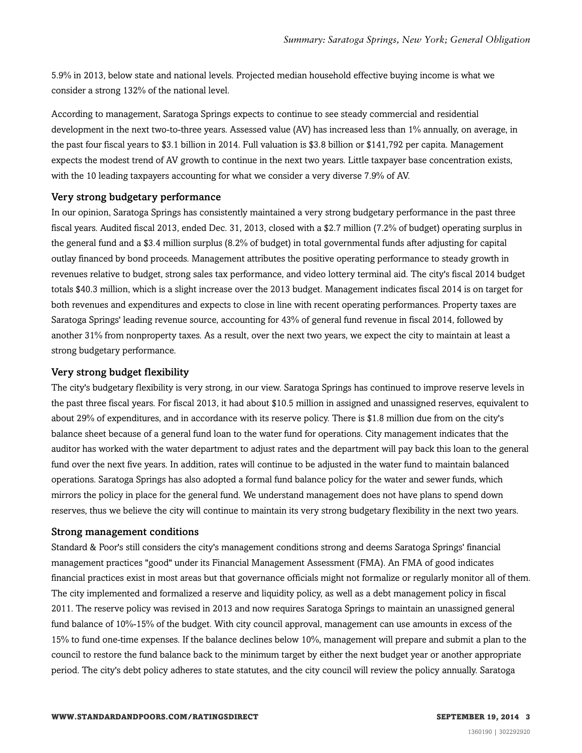5.9% in 2013, below state and national levels. Projected median household effective buying income is what we consider a strong 132% of the national level.

According to management, Saratoga Springs expects to continue to see steady commercial and residential development in the next two-to-three years. Assessed value (AV) has increased less than 1% annually, on average, in the past four fiscal years to $3.1 billion in 2014. Full valuation is $3.8 billion or $141,792 per capita. Management expects the modest trend of AV growth to continue in the next two years. Little taxpayer base concentration exists, with the 10 leading taxpayers accounting for what we consider a very diverse 7.9% of AV.

### Very strong budgetary performance

In our opinion, Saratoga Springs has consistently maintained a very strong budgetary performance in the past three fiscal years. Audited fiscal 2013, ended Dec. 31, 2013, closed with a $2.7 million (7.2% of budget) operating surplus in the general fund and a $3.4 million surplus (8.2% of budget) in total governmental funds after adjusting for capital outlay financed by bond proceeds. Management attributes the positive operating performance to steady growth in revenues relative to budget, strong sales tax performance, and video lottery terminal aid. The city's fiscal 2014 budget totals $40.3 million, which is a slight increase over the 2013 budget. Management indicates fiscal 2014 is on target for both revenues and expenditures and expects to close in line with recent operating performances. Property taxes are Saratoga Springs' leading revenue source, accounting for 43% of general fund revenue in fiscal 2014, followed by another 31% from nonproperty taxes. As a result, over the next two years, we expect the city to maintain at least a strong budgetary performance.

### Very strong budget flexibility

The city's budgetary flexibility is very strong, in our view. Saratoga Springs has continued to improve reserve levels in the past three fiscal years. For fiscal 2013, it had about $10.5 million in assigned and unassigned reserves, equivalent to about 29% of expenditures, and in accordance with its reserve policy. There is $1.8 million due from on the city's balance sheet because of a general fund loan to the water fund for operations. City management indicates that the auditor has worked with the water department to adjust rates and the department will pay back this loan to the general fund over the next five years. In addition, rates will continue to be adjusted in the water fund to maintain balanced operations. Saratoga Springs has also adopted a formal fund balance policy for the water and sewer funds, which mirrors the policy in place for the general fund. We understand management does not have plans to spend down reserves, thus we believe the city will continue to maintain its very strong budgetary flexibility in the next two years.

### Strong management conditions

Standard & Poor's still considers the city's management conditions strong and deems Saratoga Springs' financial management practices "good" under its Financial Management Assessment (FMA). An FMA of good indicates financial practices exist in most areas but that governance officials might not formalize or regularly monitor all of them. The city implemented and formalized a reserve and liquidity policy, as well as a debt management policy in fiscal 2011. The reserve policy was revised in 2013 and now requires Saratoga Springs to maintain an unassigned general fund balance of 10%-15% of the budget. With city council approval, management can use amounts in excess of the 15% to fund one-time expenses. If the balance declines below 10%, management will prepare and submit a plan to the council to restore the fund balance back to the minimum target by either the next budget year or another appropriate period. The city's debt policy adheres to state statutes, and the city council will review the policy annually. Saratoga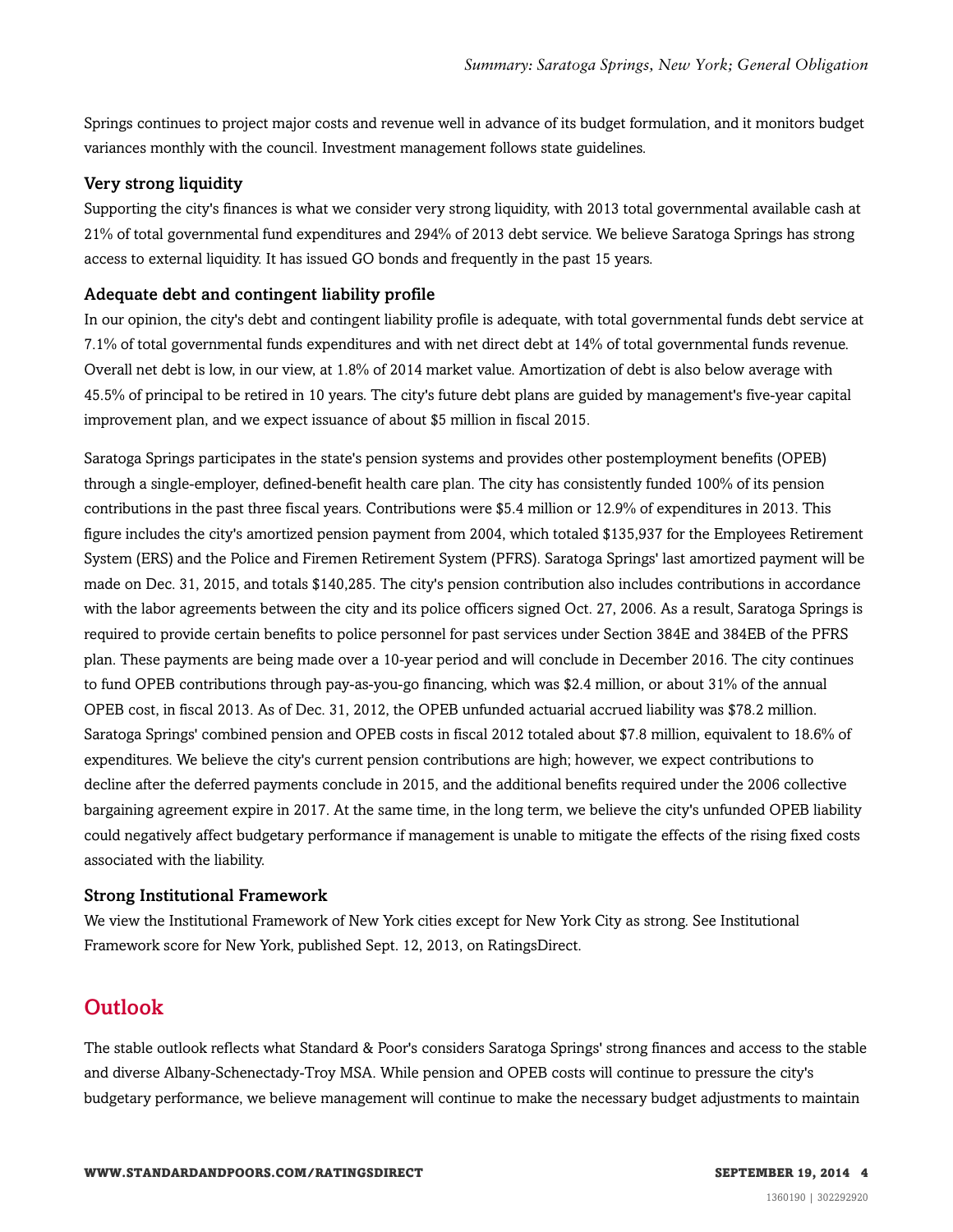Springs continues to project major costs and revenue well in advance of its budget formulation, and it monitors budget variances monthly with the council. Investment management follows state guidelines.

### Very strong liquidity

Supporting the city's finances is what we consider very strong liquidity, with 2013 total governmental available cash at 21% of total governmental fund expenditures and 294% of 2013 debt service. We believe Saratoga Springs has strong access to external liquidity. It has issued GO bonds and frequently in the past 15 years.

### Adequate debt and contingent liability profile

In our opinion, the city's debt and contingent liability profile is adequate, with total governmental funds debt service at 7.1% of total governmental funds expenditures and with net direct debt at 14% of total governmental funds revenue. Overall net debt is low, in our view, at 1.8% of 2014 market value. Amortization of debt is also below average with 45.5% of principal to be retired in 10 years. The city's future debt plans are guided by management's five-year capital improvement plan, and we expect issuance of about $5 million in fiscal 2015.

Saratoga Springs participates in the state's pension systems and provides other postemployment benefits (OPEB) through a single-employer, defined-benefit health care plan. The city has consistently funded 100% of its pension contributions in the past three fiscal years. Contributions were $5.4 million or 12.9% of expenditures in 2013. This figure includes the city's amortized pension payment from 2004, which totaled $135,937 for the Employees Retirement System (ERS) and the Police and Firemen Retirement System (PFRS). Saratoga Springs' last amortized payment will be made on Dec. 31, 2015, and totals $140,285. The city's pension contribution also includes contributions in accordance with the labor agreements between the city and its police officers signed Oct. 27, 2006. As a result, Saratoga Springs is required to provide certain benefits to police personnel for past services under Section 384E and 384EB of the PFRS plan. These payments are being made over a 10-year period and will conclude in December 2016. The city continues to fund OPEB contributions through pay-as-you-go financing, which was $2.4 million, or about 31% of the annual OPEB cost, in fiscal 2013. As of Dec. 31, 2012, the OPEB unfunded actuarial accrued liability was $78.2 million. Saratoga Springs' combined pension and OPEB costs in fiscal 2012 totaled about $7.8 million, equivalent to 18.6% of expenditures. We believe the city's current pension contributions are high; however, we expect contributions to decline after the deferred payments conclude in 2015, and the additional benefits required under the 2006 collective bargaining agreement expire in 2017. At the same time, in the long term, we believe the city's unfunded OPEB liability could negatively affect budgetary performance if management is unable to mitigate the effects of the rising fixed costs associated with the liability.

### Strong Institutional Framework

We view the Institutional Framework of New York cities except for New York City as strong. See Institutional Framework score for New York, published Sept. 12, 2013, on RatingsDirect.

## Outlook

The stable outlook reflects what Standard & Poor's considers Saratoga Springs' strong finances and access to the stable and diverse Albany-Schenectady-Troy MSA. While pension and OPEB costs will continue to pressure the city's budgetary performance, we believe management will continue to make the necessary budget adjustments to maintain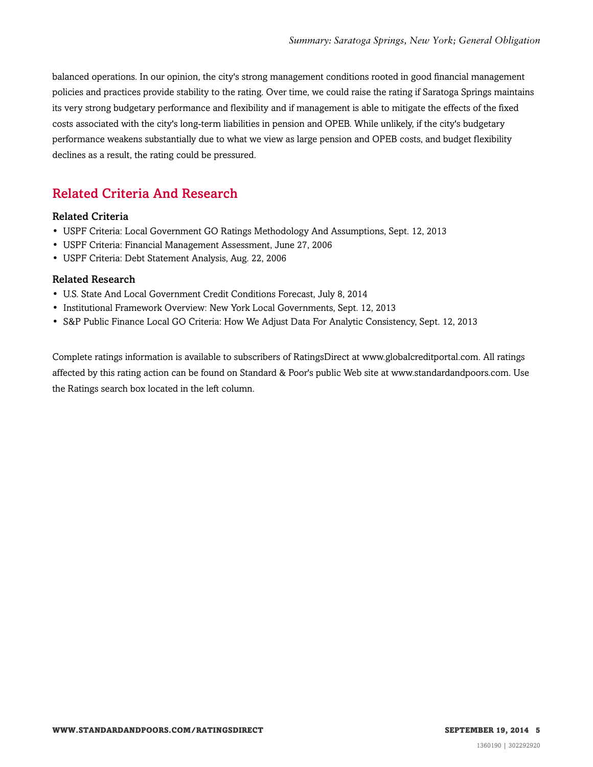balanced operations. In our opinion, the city's strong management conditions rooted in good financial management policies and practices provide stability to the rating. Over time, we could raise the rating if Saratoga Springs maintains its very strong budgetary performance and flexibility and if management is able to mitigate the effects of the fixed costs associated with the city's long-term liabilities in pension and OPEB. While unlikely, if the city's budgetary performance weakens substantially due to what we view as large pension and OPEB costs, and budget flexibility declines as a result, the rating could be pressured.

## Related Criteria And Research

### Related Criteria

- USPF Criteria: Local Government GO Ratings Methodology And Assumptions, Sept. 12, 2013
- USPF Criteria: Financial Management Assessment, June 27, 2006
- USPF Criteria: Debt Statement Analysis, Aug. 22, 2006

### Related Research

- U.S. State And Local Government Credit Conditions Forecast, July 8, 2014
- Institutional Framework Overview: New York Local Governments, Sept. 12, 2013
- S&P Public Finance Local GO Criteria: How We Adjust Data For Analytic Consistency, Sept. 12, 2013

Complete ratings information is available to subscribers of RatingsDirect at www.globalcreditportal.com. All ratings affected by this rating action can be found on Standard & Poor's public Web site at www.standardandpoors.com. Use the Ratings search box located in the left column.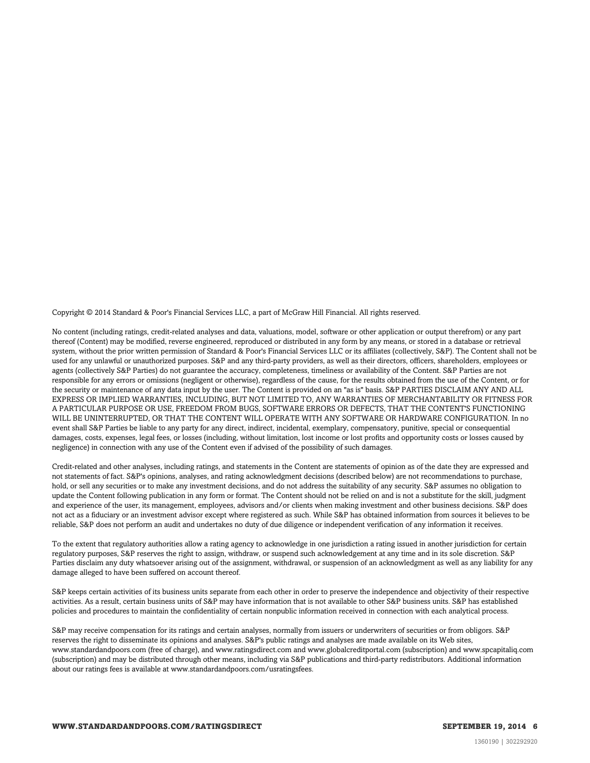Copyright © 2014 Standard & Poor's Financial Services LLC, a part of McGraw Hill Financial. All rights reserved.

No content (including ratings, credit-related analyses and data, valuations, model, software or other application or output therefrom) or any part thereof (Content) may be modified, reverse engineered, reproduced or distributed in any form by any means, or stored in a database or retrieval system, without the prior written permission of Standard & Poor's Financial Services LLC or its affiliates (collectively, S&P). The Content shall not be used for any unlawful or unauthorized purposes. S&P and any third-party providers, as well as their directors, officers, shareholders, employees or agents (collectively S&P Parties) do not guarantee the accuracy, completeness, timeliness or availability of the Content. S&P Parties are not responsible for any errors or omissions (negligent or otherwise), regardless of the cause, for the results obtained from the use of the Content, or for the security or maintenance of any data input by the user. The Content is provided on an "as is" basis. S&P PARTIES DISCLAIM ANY AND ALL EXPRESS OR IMPLIED WARRANTIES, INCLUDING, BUT NOT LIMITED TO, ANY WARRANTIES OF MERCHANTABILITY OR FITNESS FOR A PARTICULAR PURPOSE OR USE, FREEDOM FROM BUGS, SOFTWARE ERRORS OR DEFECTS, THAT THE CONTENT'S FUNCTIONING WILL BE UNINTERRUPTED, OR THAT THE CONTENT WILL OPERATE WITH ANY SOFTWARE OR HARDWARE CONFIGURATION. In no event shall S&P Parties be liable to any party for any direct, indirect, incidental, exemplary, compensatory, punitive, special or consequential damages, costs, expenses, legal fees, or losses (including, without limitation, lost income or lost profits and opportunity costs or losses caused by negligence) in connection with any use of the Content even if advised of the possibility of such damages.

Credit-related and other analyses, including ratings, and statements in the Content are statements of opinion as of the date they are expressed and not statements of fact. S&P's opinions, analyses, and rating acknowledgment decisions (described below) are not recommendations to purchase, hold, or sell any securities or to make any investment decisions, and do not address the suitability of any security. S&P assumes no obligation to update the Content following publication in any form or format. The Content should not be relied on and is not a substitute for the skill, judgment and experience of the user, its management, employees, advisors and/or clients when making investment and other business decisions. S&P does not act as a fiduciary or an investment advisor except where registered as such. While S&P has obtained information from sources it believes to be reliable, S&P does not perform an audit and undertakes no duty of due diligence or independent verification of any information it receives.

To the extent that regulatory authorities allow a rating agency to acknowledge in one jurisdiction a rating issued in another jurisdiction for certain regulatory purposes, S&P reserves the right to assign, withdraw, or suspend such acknowledgement at any time and in its sole discretion. S&P Parties disclaim any duty whatsoever arising out of the assignment, withdrawal, or suspension of an acknowledgment as well as any liability for any damage alleged to have been suffered on account thereof.

S&P keeps certain activities of its business units separate from each other in order to preserve the independence and objectivity of their respective activities. As a result, certain business units of S&P may have information that is not available to other S&P business units. S&P has established policies and procedures to maintain the confidentiality of certain nonpublic information received in connection with each analytical process.

S&P may receive compensation for its ratings and certain analyses, normally from issuers or underwriters of securities or from obligors. S&P reserves the right to disseminate its opinions and analyses. S&P's public ratings and analyses are made available on its Web sites, www.standardandpoors.com (free of charge), and www.ratingsdirect.com and www.globalcreditportal.com (subscription) and www.spcapitaliq.com (subscription) and may be distributed through other means, including via S&P publications and third-party redistributors. Additional information about our ratings fees is available at www.standardandpoors.com/usratingsfees.